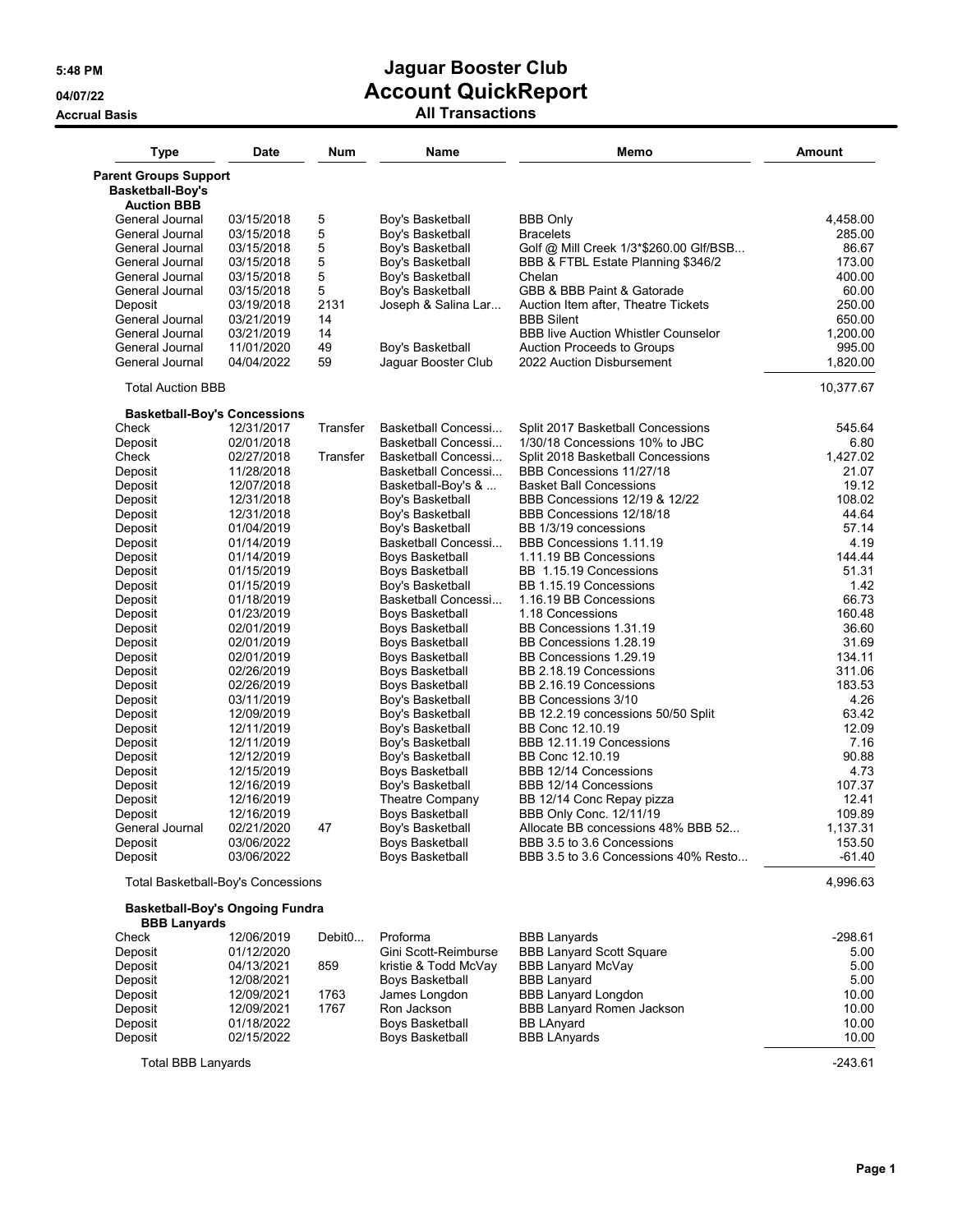# Jaguar Booster Club
## Account QuickReport
### All Transactions

5:48 PM
04/07/22
Accrual Basis

| Type | Date | Num | Name | Memo | Amount |
|---|---|---|---|---|---|
| **Parent Groups Support** | | | | | |
| **Basketball-Boy's** | | | | | |
| **Auction BBB** | | | | | |
| General Journal | 03/15/2018 | 5 | Boy's Basketball | BBB Only | 4,458.00 |
| General Journal | 03/15/2018 | 5 | Boy's Basketball | Bracelets | 285.00 |
| General Journal | 03/15/2018 | 5 | Boy's Basketball | Golf @ Mill Creek 1/3*$260.00 Glf/BSB... | 86.67 |
| General Journal | 03/15/2018 | 5 | Boy's Basketball | BBB & FTBL Estate Planning $346/2 | 173.00 |
| General Journal | 03/15/2018 | 5 | Boy's Basketball | Chelan | 400.00 |
| General Journal | 03/15/2018 | 5 | Boy's Basketball | GBB & BBB Paint & Gatorade | 60.00 |
| Deposit | 03/19/2018 | 2131 | Joseph & Salina Lar... | Auction Item after, Theatre Tickets | 250.00 |
| General Journal | 03/21/2019 | 14 | | BBB Silent | 650.00 |
| General Journal | 03/21/2019 | 14 | | BBB live Auction Whistler Counselor | 1,200.00 |
| General Journal | 11/01/2020 | 49 | Boy's Basketball | Auction Proceeds to Groups | 995.00 |
| General Journal | 04/04/2022 | 59 | Jaguar Booster Club | 2022 Auction Disbursement | 1,820.00 |
| Total Auction BBB | | | | | 10,377.67 |
| **Basketball-Boy's Concessions** | | | | | |
| Check | 12/31/2017 | Transfer | Basketball Concessi... | Split 2017 Basketball Concessions | 545.64 |
| Deposit | 02/01/2018 | | Basketball Concessi... | 1/30/18 Concessions 10% to JBC | 6.80 |
| Check | 02/27/2018 | Transfer | Basketball Concessi... | Split 2018 Basketball Concessions | 1,427.02 |
| Deposit | 11/28/2018 | | Basketball Concessi... | BBB Concessions 11/27/18 | 21.07 |
| Deposit | 12/07/2018 | | Basketball-Boy's & ... | Basket Ball Concessions | 19.12 |
| Deposit | 12/31/2018 | | Boy's Basketball | BBB Concessions 12/19 & 12/22 | 108.02 |
| Deposit | 12/31/2018 | | Boy's Basketball | BBB Concessions 12/18/18 | 44.64 |
| Deposit | 01/04/2019 | | Boy's Basketball | BB 1/3/19 concessions | 57.14 |
| Deposit | 01/14/2019 | | Basketball Concessi... | BBB Concessions 1.11.19 | 4.19 |
| Deposit | 01/14/2019 | | Boys Basketball | 1.11.19 BB Concessions | 144.44 |
| Deposit | 01/15/2019 | | Boys Basketball | BB 1.15.19 Concessions | 51.31 |
| Deposit | 01/15/2019 | | Boy's Basketball | BB 1.15.19 Concessions | 1.42 |
| Deposit | 01/18/2019 | | Basketball Concessi... | 1.16.19 BB Concessions | 66.73 |
| Deposit | 01/23/2019 | | Boys Basketball | 1.18 Concessions | 160.48 |
| Deposit | 02/01/2019 | | Boys Basketball | BB Concessions 1.31.19 | 36.60 |
| Deposit | 02/01/2019 | | Boys Basketball | BB Concessions 1.28.19 | 31.69 |
| Deposit | 02/01/2019 | | Boys Basketball | BB Concessions 1.29.19 | 134.11 |
| Deposit | 02/26/2019 | | Boys Basketball | BB 2.18.19 Concessions | 311.06 |
| Deposit | 02/26/2019 | | Boys Basketball | BB 2.16.19 Concessions | 183.53 |
| Deposit | 03/11/2019 | | Boy's Basketball | BB Concessions 3/10 | 4.26 |
| Deposit | 12/09/2019 | | Boy's Basketball | BB 12.2.19 concessions 50/50 Split | 63.42 |
| Deposit | 12/11/2019 | | Boy's Basketball | BB Conc 12.10.19 | 12.09 |
| Deposit | 12/11/2019 | | Boy's Basketball | BBB 12.11.19 Concessions | 7.16 |
| Deposit | 12/12/2019 | | Boy's Basketball | BB Conc 12.10.19 | 90.88 |
| Deposit | 12/15/2019 | | Boys Basketball | BBB 12/14 Concessions | 4.73 |
| Deposit | 12/16/2019 | | Boy's Basketball | BBB 12/14 Concessions | 107.37 |
| Deposit | 12/16/2019 | | Theatre Company | BB 12/14 Conc Repay pizza | 12.41 |
| Deposit | 12/16/2019 | | Boys Basketball | BBB Only Conc. 12/11/19 | 109.89 |
| General Journal | 02/21/2020 | 47 | Boy's Basketball | Allocate BB concessions 48% BBB 52... | 1,137.31 |
| Deposit | 03/06/2022 | | Boys Basketball | BBB 3.5 to 3.6 Concessions | 153.50 |
| Deposit | 03/06/2022 | | Boys Basketball | BBB 3.5 to 3.6 Concessions 40% Resto... | -61.40 |
| Total Basketball-Boy's Concessions | | | | | 4,996.63 |
| **Basketball-Boy's Ongoing Fundra** | | | | | |
| **BBB Lanyards** | | | | | |
| Check | 12/06/2019 | Debit0... | Proforma | BBB Lanyards | -298.61 |
| Deposit | 01/12/2020 | | Gini Scott-Reimburse | BBB Lanyard Scott Square | 5.00 |
| Deposit | 04/13/2021 | 859 | kristie & Todd McVay | BBB Lanyard McVay | 5.00 |
| Deposit | 12/08/2021 | | Boys Basketball | BBB Lanyard | 5.00 |
| Deposit | 12/09/2021 | 1763 | James Longdon | BBB Lanyard Longdon | 10.00 |
| Deposit | 12/09/2021 | 1767 | Ron Jackson | BBB Lanyard Romen Jackson | 10.00 |
| Deposit | 01/18/2022 | | Boys Basketball | BB LAnyard | 10.00 |
| Deposit | 02/15/2022 | | Boys Basketball | BBB LAnyards | 10.00 |
| Total BBB Lanyards | | | | | -243.61 |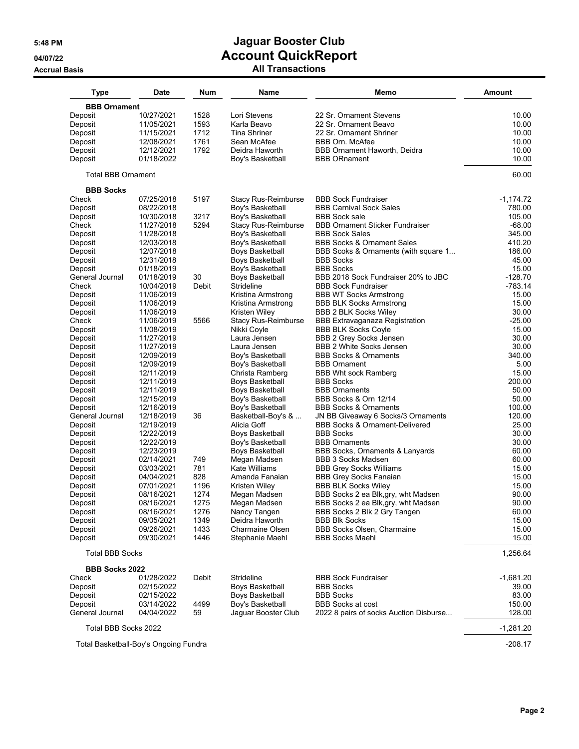# Jaguar Booster Club
## Account QuickReport
### All Transactions

5:48 PM
04/07/22
Accrual Basis

| Type | Date | Num | Name | Memo | Amount |
|---|---|---|---|---|---|
| **BBB Ornament** | | | | | |
| Deposit | 10/27/2021 | 1528 | Lori Stevens | 22 Sr. Ornament Stevens | 10.00 |
| Deposit | 11/05/2021 | 1593 | Karla Beavo | 22 Sr. Ornament Beavo | 10.00 |
| Deposit | 11/15/2021 | 1712 | Tina Shriner | 22 Sr. Ornament Shriner | 10.00 |
| Deposit | 12/08/2021 | 1761 | Sean McAfee | BBB Orn. McAfee | 10.00 |
| Deposit | 12/12/2021 | 1792 | Deidra Haworth | BBB Ornament Haworth, Deidra | 10.00 |
| Deposit | 01/18/2022 | | Boy's Basketball | BBB ORnament | 10.00 |
| Total BBB Ornament | | | | | 60.00 |
| **BBB Socks** | | | | | |
| Check | 07/25/2018 | 5197 | Stacy Rus-Reimburse | BBB Sock Fundraiser | -1,174.72 |
| Deposit | 08/22/2018 | | Boy's Basketball | BBB Carnival Sock Sales | 780.00 |
| Deposit | 10/30/2018 | 3217 | Boy's Basketball | BBB Sock sale | 105.00 |
| Check | 11/27/2018 | 5294 | Stacy Rus-Reimburse | BBB Ornament Sticker Fundraiser | -68.00 |
| Deposit | 11/28/2018 | | Boy's Basketball | BBB Sock Sales | 345.00 |
| Deposit | 12/03/2018 | | Boy's Basketball | BBB Socks & Ornament Sales | 410.20 |
| Deposit | 12/07/2018 | | Boys Basketball | BBB Scoks & Ornaments (with square 1... | 186.00 |
| Deposit | 12/31/2018 | | Boys Basketball | BBB Socks | 45.00 |
| Deposit | 01/18/2019 | | Boy's Basketball | BBB Socks | 15.00 |
| General Journal | 01/18/2019 | 30 | Boys Basketball | BBB 2018 Sock Fundraiser 20% to JBC | -128.70 |
| Check | 10/04/2019 | Debit | Strideline | BBB Sock Fundraiser | -783.14 |
| Deposit | 11/06/2019 | | Kristina Armstrong | BBB WT Socks Armstrong | 15.00 |
| Deposit | 11/06/2019 | | Kristina Armstrong | BBB BLK Socks Armstrong | 15.00 |
| Deposit | 11/06/2019 | | Kristen Wiley | BBB 2 BLK Socks Wiley | 30.00 |
| Check | 11/06/2019 | 5566 | Stacy Rus-Reimburse | BBB Extravaganaza Registration | -25.00 |
| Deposit | 11/08/2019 | | Nikki Coyle | BBB BLK Socks Coyle | 15.00 |
| Deposit | 11/27/2019 | | Laura Jensen | BBB 2 Grey Socks Jensen | 30.00 |
| Deposit | 11/27/2019 | | Laura Jensen | BBB 2 White Socks Jensen | 30.00 |
| Deposit | 12/09/2019 | | Boy's Basketball | BBB Socks & Ornaments | 340.00 |
| Deposit | 12/09/2019 | | Boy's Basketball | BBB Ornament | 5.00 |
| Deposit | 12/11/2019 | | Christa Ramberg | BBB Wht sock Ramberg | 15.00 |
| Deposit | 12/11/2019 | | Boys Basketball | BBB Socks | 200.00 |
| Deposit | 12/11/2019 | | Boys Basketball | BBB Ornaments | 50.00 |
| Deposit | 12/15/2019 | | Boy's Basketball | BBB Socks & Orn 12/14 | 50.00 |
| Deposit | 12/16/2019 | | Boy's Basketball | BBB Socks & Ornaments | 100.00 |
| General Journal | 12/18/2019 | 36 | Basketball-Boy's & ... | JN BB Giveaway 6 Socks/3 Ornaments | 120.00 |
| Deposit | 12/19/2019 | | Alicia Goff | BBB Socks & Ornament-Delivered | 25.00 |
| Deposit | 12/22/2019 | | Boys Basketball | BBB Socks | 30.00 |
| Deposit | 12/22/2019 | | Boy's Basketball | BBB Ornaments | 30.00 |
| Deposit | 12/23/2019 | | Boys Basketball | BBB Socks, Ornaments & Lanyards | 60.00 |
| Deposit | 02/14/2021 | 749 | Megan Madsen | BBB 3 Socks Madsen | 60.00 |
| Deposit | 03/03/2021 | 781 | Kate Williams | BBB Grey Socks Williams | 15.00 |
| Deposit | 04/04/2021 | 828 | Amanda Fanaian | BBB Grey Socks Fanaian | 15.00 |
| Deposit | 07/01/2021 | 1196 | Kristen Wiley | BBB BLK Socks Wiley | 15.00 |
| Deposit | 08/16/2021 | 1274 | Megan Madsen | BBB Socks 2 ea Blk,gry, wht Madsen | 90.00 |
| Deposit | 08/16/2021 | 1275 | Megan Madsen | BBB Socks 2 ea Blk,gry, wht Madsen | 90.00 |
| Deposit | 08/16/2021 | 1276 | Nancy Tangen | BBB Socks 2 Blk 2 Gry Tangen | 60.00 |
| Deposit | 09/05/2021 | 1349 | Deidra Haworth | BBB Blk Socks | 15.00 |
| Deposit | 09/26/2021 | 1433 | Charmaine Olsen | BBB Socks Olsen, Charmaine | 15.00 |
| Deposit | 09/30/2021 | 1446 | Stephanie Maehl | BBB Socks Maehl | 15.00 |
| Total BBB Socks | | | | | 1,256.64 |
| **BBB Socks 2022** | | | | | |
| Check | 01/28/2022 | Debit | Strideline | BBB Sock Fundraiser | -1,681.20 |
| Deposit | 02/15/2022 | | Boys Basketball | BBB Socks | 39.00 |
| Deposit | 02/15/2022 | | Boys Basketball | BBB Socks | 83.00 |
| Deposit | 03/14/2022 | 4499 | Boy's Basketball | BBB Socks at cost | 150.00 |
| General Journal | 04/04/2022 | 59 | Jaguar Booster Club | 2022 8 pairs of socks Auction Disburse... | 128.00 |
| Total BBB Socks 2022 | | | | | -1,281.20 |
| Total Basketball-Boy's Ongoing Fundra | | | | | -208.17 |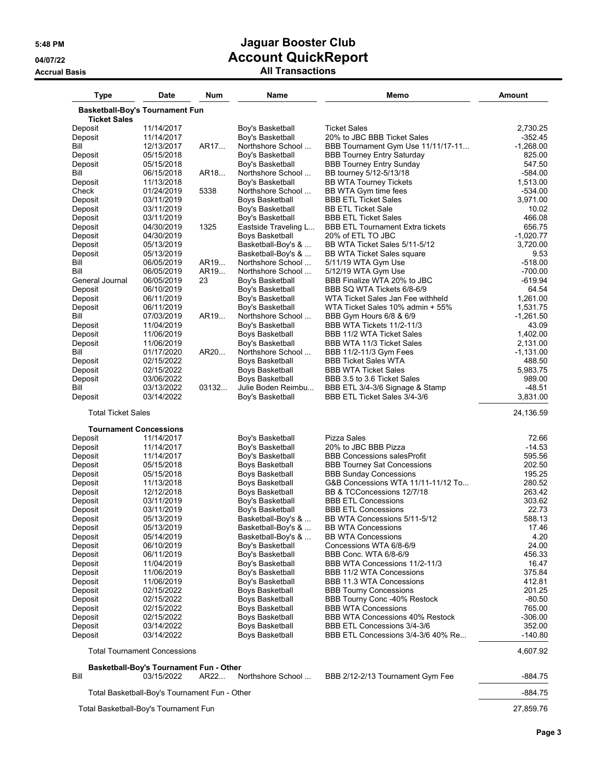# Jaguar Booster Club
## Account QuickReport
### All Transactions

5:48 PM
04/07/22
Accrual Basis

| Type | Date | Num | Name | Memo | Amount |
|---|---|---|---|---|---|
| **Basketball-Boy's Tournament Fun** | | | | | |
| **Ticket Sales** | | | | | |
| Deposit | 11/14/2017 | | Boy's Basketball | Ticket Sales | 2,730.25 |
| Deposit | 11/14/2017 | | Boy's Basketball | 20% to JBC BBB Ticket Sales | -352.45 |
| Bill | 12/13/2017 | AR17... | Northshore School ... | BBB Tournament Gym Use 11/11/17-11... | -1,268.00 |
| Deposit | 05/15/2018 | | Boy's Basketball | BBB Tourney Entry Saturday | 825.00 |
| Deposit | 05/15/2018 | | Boy's Basketball | BBB Tourney Entry Sunday | 547.50 |
| Bill | 06/15/2018 | AR18... | Northshore School ... | BB tourney 5/12-5/13/18 | -584.00 |
| Deposit | 11/13/2018 | | Boy's Basketball | BB WTA Tourney Tickets | 1,513.00 |
| Check | 01/24/2019 | 5338 | Northshore School ... | BB WTA Gym time fees | -534.00 |
| Deposit | 03/11/2019 | | Boys Basketball | BBB ETL Ticket Sales | 3,971.00 |
| Deposit | 03/11/2019 | | Boy's Basketball | BB ETL Ticket Sale | 10.02 |
| Deposit | 03/11/2019 | | Boy's Basketball | BBB ETL Ticket Sales | 466.08 |
| Deposit | 04/30/2019 | 1325 | Eastside Traveling L... | BBB ETL Tournament Extra tickets | 656.75 |
| Deposit | 04/30/2019 | | Boys Basketball | 20% of ETL TO JBC | -1,020.77 |
| Deposit | 05/13/2019 | | Basketball-Boy's & ... | BB WTA Ticket Sales 5/11-5/12 | 3,720.00 |
| Deposit | 05/13/2019 | | Basketball-Boy's & ... | BB WTA Ticket Sales square | 9.53 |
| Bill | 06/05/2019 | AR19... | Northshore School ... | 5/11/19 WTA Gym Use | -518.00 |
| Bill | 06/05/2019 | AR19... | Northshore School ... | 5/12/19 WTA Gym Use | -700.00 |
| General Journal | 06/05/2019 | 23 | Boy's Basketball | BBB Finalize WTA 20% to JBC | -619.94 |
| Deposit | 06/10/2019 | | Boy's Basketball | BBB SQ WTA Tickets 6/8-6/9 | 64.54 |
| Deposit | 06/11/2019 | | Boy's Basketball | WTA Ticket Sales Jan Fee withheld | 1,261.00 |
| Deposit | 06/11/2019 | | Boy's Basketball | WTA Ticket Sales 10% admin + 55% | 1,531.75 |
| Bill | 07/03/2019 | AR19... | Northshore School ... | BBB Gym Hours 6/8 & 6/9 | -1,261.50 |
| Deposit | 11/04/2019 | | Boy's Basketball | BBB WTA Tickets 11/2-11/3 | 43.09 |
| Deposit | 11/06/2019 | | Boys Basketball | BBB 11/2 WTA Ticket Sales | 1,402.00 |
| Deposit | 11/06/2019 | | Boy's Basketball | BBB WTA 11/3 Ticket Sales | 2,131.00 |
| Bill | 01/17/2020 | AR20... | Northshore School ... | BBB 11/2-11/3 Gym Fees | -1,131.00 |
| Deposit | 02/15/2022 | | Boys Basketball | BBB Ticket Sales WTA | 488.50 |
| Deposit | 02/15/2022 | | Boys Basketball | BBB WTA Ticket Sales | 5,983.75 |
| Deposit | 03/06/2022 | | Boys Basketball | BBB 3.5 to 3.6 Ticket Sales | 989.00 |
| Bill | 03/13/2022 | 03132... | Julie Boden Reimbu... | BBB ETL 3/4-3/6 Signage & Stamp | -48.51 |
| Deposit | 03/14/2022 | | Boy's Basketball | BBB ETL Ticket Sales 3/4-3/6 | 3,831.00 |
| Total Ticket Sales | | | | | 24,136.59 |
| **Tournament Concessions** | | | | | |
| Deposit | 11/14/2017 | | Boy's Basketball | Pizza Sales | 72.66 |
| Deposit | 11/14/2017 | | Boy's Basketball | 20% to JBC BBB Pizza | -14.53 |
| Deposit | 11/14/2017 | | Boy's Basketball | BBB Concessions salesProfit | 595.56 |
| Deposit | 05/15/2018 | | Boys Basketball | BBB Tourney Sat Concessions | 202.50 |
| Deposit | 05/15/2018 | | Boys Basketball | BBB Sunday Concessions | 195.25 |
| Deposit | 11/13/2018 | | Boys Basketball | G&B Concessions WTA 11/11-11/12 To... | 280.52 |
| Deposit | 12/12/2018 | | Boys Basketball | BB & TCConcessions 12/7/18 | 263.42 |
| Deposit | 03/11/2019 | | Boy's Basketball | BBB ETL Concessions | 303.62 |
| Deposit | 03/11/2019 | | Boy's Basketball | BBB ETL Concessions | 22.73 |
| Deposit | 05/13/2019 | | Basketball-Boy's & ... | BB WTA Concessions 5/11-5/12 | 588.13 |
| Deposit | 05/13/2019 | | Basketball-Boy's & ... | BB WTA Concessions | 17.46 |
| Deposit | 05/14/2019 | | Basketball-Boy's & ... | BB WTA Concessions | 4.20 |
| Deposit | 06/10/2019 | | Boy's Basketball | Concessions WTA 6/8-6/9 | 24.00 |
| Deposit | 06/11/2019 | | Boy's Basketball | BBB Conc. WTA 6/8-6/9 | 456.33 |
| Deposit | 11/04/2019 | | Boy's Basketball | BBB WTA Concessions 11/2-11/3 | 16.47 |
| Deposit | 11/06/2019 | | Boy's Basketball | BBB 11/2 WTA Concessions | 375.84 |
| Deposit | 11/06/2019 | | Boy's Basketball | BBB 11.3 WTA Concessions | 412.81 |
| Deposit | 02/15/2022 | | Boys Basketball | BBB Tourny Concessions | 201.25 |
| Deposit | 02/15/2022 | | Boys Basketball | BBB Tourny Conc -40% Restock | -80.50 |
| Deposit | 02/15/2022 | | Boys Basketball | BBB WTA Concessions | 765.00 |
| Deposit | 02/15/2022 | | Boys Basketball | BBB WTA Concessions 40% Restock | -306.00 |
| Deposit | 03/14/2022 | | Boys Basketball | BBB ETL Concessions 3/4-3/6 | 352.00 |
| Deposit | 03/14/2022 | | Boys Basketball | BBB ETL Concessions 3/4-3/6 40% Re... | -140.80 |
| Total Tournament Concessions | | | | | 4,607.92 |
| **Basketball-Boy's Tournament Fun - Other** | | | | | |
| Bill | 03/15/2022 | AR22... | Northshore School ... | BBB 2/12-2/13 Tournament Gym Fee | -884.75 |
| Total Basketball-Boy's Tournament Fun - Other | | | | | -884.75 |
| Total Basketball-Boy's Tournament Fun | | | | | 27,859.76 |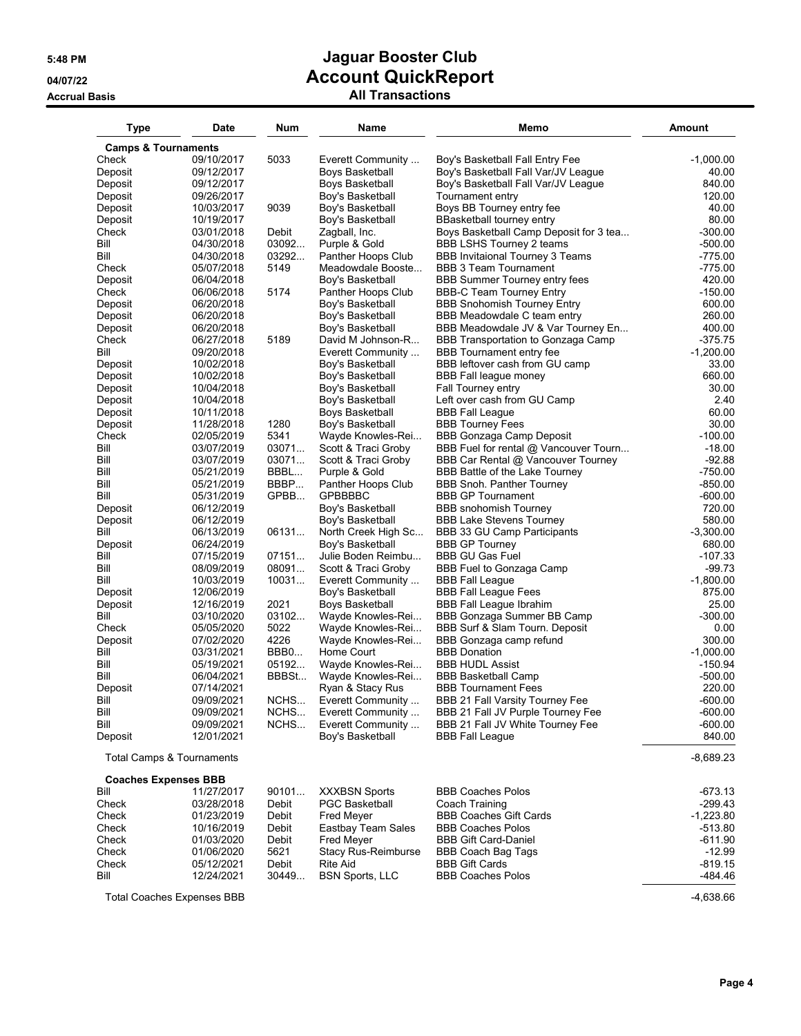# Jaguar Booster Club

## Account QuickReport

### All Transactions

5:48 PM
04/07/22
Accrual Basis

| Type | Date | Num | Name | Memo | Amount |
|---|---|---|---|---|---|
| **Camps & Tournaments** | | | | | |
| Check | 09/10/2017 | 5033 | Everett Community ... | Boy's Basketball Fall Entry Fee | -1,000.00 |
| Deposit | 09/12/2017 | | Boys Basketball | Boy's Basketball Fall Var/JV League | 40.00 |
| Deposit | 09/12/2017 | | Boys Basketball | Boy's Basketball Fall Var/JV League | 840.00 |
| Deposit | 09/26/2017 | | Boy's Basketball | Tournament entry | 120.00 |
| Deposit | 10/03/2017 | 9039 | Boy's Basketball | Boys BB Tourney entry fee | 40.00 |
| Deposit | 10/19/2017 | | Boy's Basketball | BBasketball tourney entry | 80.00 |
| Check | 03/01/2018 | Debit | Zagball, Inc. | Boys Basketball Camp Deposit for 3 tea... | -300.00 |
| Bill | 04/30/2018 | 03092... | Purple & Gold | BBB LSHS Tourney 2 teams | -500.00 |
| Bill | 04/30/2018 | 03292... | Panther Hoops Club | BBB Invitaional Tourney 3 Teams | -775.00 |
| Check | 05/07/2018 | 5149 | Meadowdale Booste... | BBB 3 Team Tournament | -775.00 |
| Deposit | 06/04/2018 | | Boy's Basketball | BBB Summer Tourney entry fees | 420.00 |
| Check | 06/06/2018 | 5174 | Panther Hoops Club | BBB-C Team Tourney Entry | -150.00 |
| Deposit | 06/20/2018 | | Boy's Basketball | BBB Snohomish Tourney Entry | 600.00 |
| Deposit | 06/20/2018 | | Boy's Basketball | BBB Meadowdale C team entry | 260.00 |
| Deposit | 06/20/2018 | | Boy's Basketball | BBB Meadowdale JV & Var Tourney En... | 400.00 |
| Check | 06/27/2018 | 5189 | David M Johnson-R... | BBB Transportation to Gonzaga Camp | -375.75 |
| Bill | 09/20/2018 | | Everett Community ... | BBB Tournament entry fee | -1,200.00 |
| Deposit | 10/02/2018 | | Boy's Basketball | BBB leftover cash from GU camp | 33.00 |
| Deposit | 10/02/2018 | | Boy's Basketball | BBB Fall league money | 660.00 |
| Deposit | 10/04/2018 | | Boy's Basketball | Fall Tourney entry | 30.00 |
| Deposit | 10/04/2018 | | Boy's Basketball | Left over cash from GU Camp | 2.40 |
| Deposit | 10/11/2018 | | Boys Basketball | BBB Fall League | 60.00 |
| Deposit | 11/28/2018 | 1280 | Boy's Basketball | BBB Tourney Fees | 30.00 |
| Check | 02/05/2019 | 5341 | Wayde Knowles-Rei... | BBB Gonzaga Camp Deposit | -100.00 |
| Bill | 03/07/2019 | 03071... | Scott & Traci Groby | BBB Fuel for rental @ Vancouver Tourn... | -18.00 |
| Bill | 03/07/2019 | 03071... | Scott & Traci Groby | BBB Car Rental @ Vancouver Tourney | -92.88 |
| Bill | 05/21/2019 | BBBL... | Purple & Gold | BBB Battle of the Lake Tourney | -750.00 |
| Bill | 05/21/2019 | BBBP... | Panther Hoops Club | BBB Snoh. Panther Tourney | -850.00 |
| Bill | 05/31/2019 | GPBB... | GPBBBBC | BBB GP Tournament | -600.00 |
| Deposit | 06/12/2019 | | Boy's Basketball | BBB snohomish Tourney | 720.00 |
| Deposit | 06/12/2019 | | Boy's Basketball | BBB Lake Stevens Tourney | 580.00 |
| Bill | 06/13/2019 | 06131... | North Creek High Sc... | BBB 33 GU Camp Participants | -3,300.00 |
| Deposit | 06/24/2019 | | Boy's Basketball | BBB GP Tourney | 680.00 |
| Bill | 07/15/2019 | 07151... | Julie Boden Reimbu... | BBB GU Gas Fuel | -107.33 |
| Bill | 08/09/2019 | 08091... | Scott & Traci Groby | BBB Fuel to Gonzaga Camp | -99.73 |
| Bill | 10/03/2019 | 10031... | Everett Community ... | BBB Fall League | -1,800.00 |
| Deposit | 12/06/2019 | | Boy's Basketball | BBB Fall League Fees | 875.00 |
| Deposit | 12/16/2019 | 2021 | Boys Basketball | BBB Fall League Ibrahim | 25.00 |
| Bill | 03/10/2020 | 03102... | Wayde Knowles-Rei... | BBB Gonzaga Summer BB Camp | -300.00 |
| Check | 05/05/2020 | 5022 | Wayde Knowles-Rei... | BBB Surf & Slam Tourn. Deposit | 0.00 |
| Deposit | 07/02/2020 | 4226 | Wayde Knowles-Rei... | BBB Gonzaga camp refund | 300.00 |
| Bill | 03/31/2021 | BBB0... | Home Court | BBB Donation | -1,000.00 |
| Bill | 05/19/2021 | 05192... | Wayde Knowles-Rei... | BBB HUDL Assist | -150.94 |
| Bill | 06/04/2021 | BBBSt... | Wayde Knowles-Rei... | BBB Basketball Camp | -500.00 |
| Deposit | 07/14/2021 | | Ryan & Stacy Rus | BBB Tournament Fees | 220.00 |
| Bill | 09/09/2021 | NCHS... | Everett Community ... | BBB 21 Fall Varsity Tourney Fee | -600.00 |
| Bill | 09/09/2021 | NCHS... | Everett Community ... | BBB 21 Fall JV Purple Tourney Fee | -600.00 |
| Bill | 09/09/2021 | NCHS... | Everett Community ... | BBB 21 Fall JV White Tourney Fee | -600.00 |
| Deposit | 12/01/2021 | | Boy's Basketball | BBB Fall League | 840.00 |
| Total Camps & Tournaments | | | | | -8,689.23 |
| **Coaches Expenses BBB** | | | | | |
| Bill | 11/27/2017 | 90101... | XXXBSN Sports | BBB Coaches Polos | -673.13 |
| Check | 03/28/2018 | Debit | PGC Basketball | Coach Training | -299.43 |
| Check | 01/23/2019 | Debit | Fred Meyer | BBB Coaches Gift Cards | -1,223.80 |
| Check | 10/16/2019 | Debit | Eastbay Team Sales | BBB Coaches Polos | -513.80 |
| Check | 01/03/2020 | Debit | Fred Meyer | BBB Gift Card-Daniel | -611.90 |
| Check | 01/06/2020 | 5621 | Stacy Rus-Reimburse | BBB Coach Bag Tags | -12.99 |
| Check | 05/12/2021 | Debit | Rite Aid | BBB Gift Cards | -819.15 |
| Bill | 12/24/2021 | 30449... | BSN Sports, LLC | BBB Coaches Polos | -484.46 |
| Total Coaches Expenses BBB | | | | | -4,638.66 |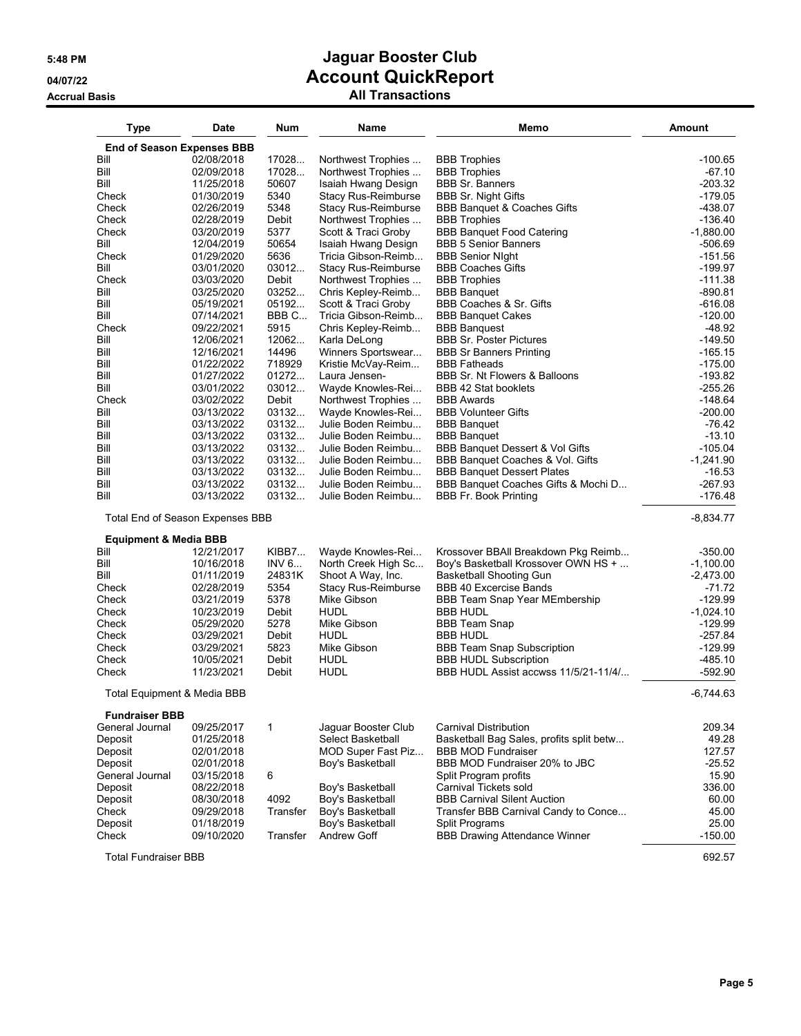# Jaguar Booster Club
## Account QuickReport
### All Transactions

5:48 PM
04/07/22
Accrual Basis

| Type | Date | Num | Name | Memo | Amount |
|---|---|---|---|---|---|
| **End of Season Expenses BBB** | | | | | |
| Bill | 02/08/2018 | 17028... | Northwest Trophies ... | BBB Trophies | -100.65 |
| Bill | 02/09/2018 | 17028... | Northwest Trophies ... | BBB Trophies | -67.10 |
| Bill | 11/25/2018 | 50607 | Isaiah Hwang Design | BBB Sr. Banners | -203.32 |
| Check | 01/30/2019 | 5340 | Stacy Rus-Reimburse | BBB Sr. Night Gifts | -179.05 |
| Check | 02/26/2019 | 5348 | Stacy Rus-Reimburse | BBB Banquet & Coaches Gifts | -438.07 |
| Check | 02/28/2019 | Debit | Northwest Trophies ... | BBB Trophies | -136.40 |
| Check | 03/20/2019 | 5377 | Scott & Traci Groby | BBB Banquet Food Catering | -1,880.00 |
| Bill | 12/04/2019 | 50654 | Isaiah Hwang Design | BBB 5 Senior Banners | -506.69 |
| Check | 01/29/2020 | 5636 | Tricia Gibson-Reimb... | BBB Senior NIght | -151.56 |
| Bill | 03/01/2020 | 03012... | Stacy Rus-Reimburse | BBB Coaches Gifts | -199.97 |
| Check | 03/03/2020 | Debit | Northwest Trophies ... | BBB Trophies | -111.38 |
| Bill | 03/25/2020 | 03252... | Chris Kepley-Reimb... | BBB Banquet | -890.81 |
| Bill | 05/19/2021 | 05192... | Scott & Traci Groby | BBB Coaches & Sr. Gifts | -616.08 |
| Bill | 07/14/2021 | BBB C... | Tricia Gibson-Reimb... | BBB Banquet Cakes | -120.00 |
| Check | 09/22/2021 | 5915 | Chris Kepley-Reimb... | BBB Banquest | -48.92 |
| Bill | 12/06/2021 | 12062... | Karla DeLong | BBB Sr. Poster Pictures | -149.50 |
| Bill | 12/16/2021 | 14496 | Winners Sportswear... | BBB Sr Banners Printing | -165.15 |
| Bill | 01/22/2022 | 718929 | Kristie McVay-Reim... | BBB Fatheads | -175.00 |
| Bill | 01/27/2022 | 01272... | Laura Jensen- | BBB Sr. Nt Flowers & Balloons | -193.82 |
| Bill | 03/01/2022 | 03012... | Wayde Knowles-Rei... | BBB 42 Stat booklets | -255.26 |
| Check | 03/02/2022 | Debit | Northwest Trophies ... | BBB Awards | -148.64 |
| Bill | 03/13/2022 | 03132... | Wayde Knowles-Rei... | BBB Volunteer Gifts | -200.00 |
| Bill | 03/13/2022 | 03132... | Julie Boden Reimbu... | BBB Banquet | -76.42 |
| Bill | 03/13/2022 | 03132... | Julie Boden Reimbu... | BBB Banquet | -13.10 |
| Bill | 03/13/2022 | 03132... | Julie Boden Reimbu... | BBB Banquet Dessert & Vol Gifts | -105.04 |
| Bill | 03/13/2022 | 03132... | Julie Boden Reimbu... | BBB Banquet Coaches & Vol. Gifts | -1,241.90 |
| Bill | 03/13/2022 | 03132... | Julie Boden Reimbu... | BBB Banquet Dessert Plates | -16.53 |
| Bill | 03/13/2022 | 03132... | Julie Boden Reimbu... | BBB Banquet Coaches Gifts & Mochi D... | -267.93 |
| Bill | 03/13/2022 | 03132... | Julie Boden Reimbu... | BBB Fr. Book Printing | -176.48 |
| Total End of Season Expenses BBB | | | | | -8,834.77 |
| **Equipment & Media BBB** | | | | | |
| Bill | 12/21/2017 | KIBB7... | Wayde Knowles-Rei... | Krossover BBAll Breakdown Pkg Reimb... | -350.00 |
| Bill | 10/16/2018 | INV 6... | North Creek High Sc... | Boy's Basketball Krossover OWN HS + ... | -1,100.00 |
| Bill | 01/11/2019 | 24831K | Shoot A Way, Inc. | Basketball Shooting Gun | -2,473.00 |
| Check | 02/28/2019 | 5354 | Stacy Rus-Reimburse | BBB 40 Excercise Bands | -71.72 |
| Check | 03/21/2019 | 5378 | Mike Gibson | BBB Team Snap Year MEmbership | -129.99 |
| Check | 10/23/2019 | Debit | HUDL | BBB HUDL | -1,024.10 |
| Check | 05/29/2020 | 5278 | Mike Gibson | BBB Team Snap | -129.99 |
| Check | 03/29/2021 | Debit | HUDL | BBB HUDL | -257.84 |
| Check | 03/29/2021 | 5823 | Mike Gibson | BBB Team Snap Subscription | -129.99 |
| Check | 10/05/2021 | Debit | HUDL | BBB HUDL Subscription | -485.10 |
| Check | 11/23/2021 | Debit | HUDL | BBB HUDL Assist accwss 11/5/21-11/4/... | -592.90 |
| Total Equipment & Media BBB | | | | | -6,744.63 |
| **Fundraiser BBB** | | | | | |
| General Journal | 09/25/2017 | 1 | Jaguar Booster Club | Carnival Distribution | 209.34 |
| Deposit | 01/25/2018 | | Select Basketball | Basketball Bag Sales, profits split betw... | 49.28 |
| Deposit | 02/01/2018 | | MOD Super Fast Piz... | BBB MOD Fundraiser | 127.57 |
| Deposit | 02/01/2018 | | Boy's Basketball | BBB MOD Fundraiser 20% to JBC | -25.52 |
| General Journal | 03/15/2018 | 6 | | Split Program profits | 15.90 |
| Deposit | 08/22/2018 | | Boy's Basketball | Carnival Tickets sold | 336.00 |
| Deposit | 08/30/2018 | 4092 | Boy's Basketball | BBB Carnival Silent Auction | 60.00 |
| Check | 09/29/2018 | Transfer | Boy's Basketball | Transfer BBB Carnival Candy to Conce... | 45.00 |
| Deposit | 01/18/2019 | | Boy's Basketball | Split Programs | 25.00 |
| Check | 09/10/2020 | Transfer | Andrew Goff | BBB Drawing Attendance Winner | -150.00 |
| Total Fundraiser BBB | | | | | 692.57 |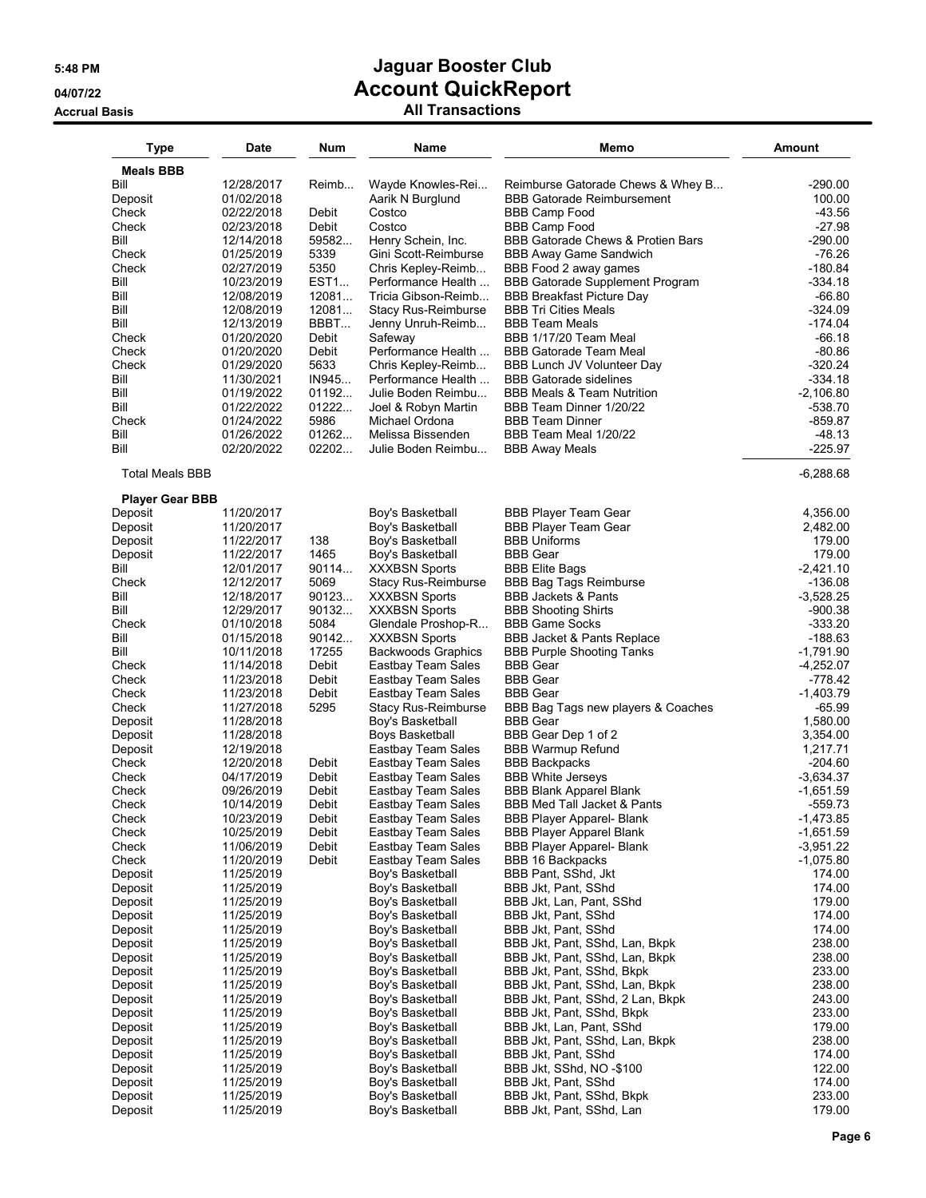# Jaguar Booster Club
## Account QuickReport
### All Transactions

5:48 PM
04/07/22
Accrual Basis

| Type | Date | Num | Name | Memo | Amount |
|---|---|---|---|---|---|
| **Meals BBB** | | | | | |
| Bill | 12/28/2017 | Reimb... | Wayde Knowles-Rei... | Reimburse Gatorade Chews & Whey B... | -290.00 |
| Deposit | 01/02/2018 | | Aarik N Burglund | BBB Gatorade Reimbursement | 100.00 |
| Check | 02/22/2018 | Debit | Costco | BBB Camp Food | -43.56 |
| Check | 02/23/2018 | Debit | Costco | BBB Camp Food | -27.98 |
| Bill | 12/14/2018 | 59582... | Henry Schein, Inc. | BBB Gatorade Chews & Protien Bars | -290.00 |
| Check | 01/25/2019 | 5339 | Gini Scott-Reimburse | BBB Away Game Sandwich | -76.26 |
| Check | 02/27/2019 | 5350 | Chris Kepley-Reimb... | BBB Food 2 away games | -180.84 |
| Bill | 10/23/2019 | EST1... | Performance Health ... | BBB Gatorade Supplement Program | -334.18 |
| Bill | 12/08/2019 | 12081... | Tricia Gibson-Reimb... | BBB Breakfast Picture Day | -66.80 |
| Bill | 12/08/2019 | 12081... | Stacy Rus-Reimburse | BBB Tri Cities Meals | -324.09 |
| Bill | 12/13/2019 | BBBT... | Jenny Unruh-Reimb... | BBB Team Meals | -174.04 |
| Check | 01/20/2020 | Debit | Safeway | BBB 1/17/20 Team Meal | -66.18 |
| Check | 01/20/2020 | Debit | Performance Health ... | BBB Gatorade Team Meal | -80.86 |
| Check | 01/29/2020 | 5633 | Chris Kepley-Reimb... | BBB Lunch JV Volunteer Day | -320.24 |
| Bill | 11/30/2021 | IN945... | Performance Health ... | BBB Gatorade sidelines | -334.18 |
| Bill | 01/19/2022 | 01192... | Julie Boden Reimbu... | BBB Meals & Team Nutrition | -2,106.80 |
| Bill | 01/22/2022 | 01222... | Joel & Robyn Martin | BBB Team Dinner 1/20/22 | -538.70 |
| Check | 01/24/2022 | 5986 | Michael Ordona | BBB Team Dinner | -859.87 |
| Bill | 01/26/2022 | 01262... | Melissa Bissenden | BBB Team Meal 1/20/22 | -48.13 |
| Bill | 02/20/2022 | 02202... | Julie Boden Reimbu... | BBB Away Meals | -225.97 |
| Total Meals BBB | | | | | -6,288.68 |
| **Player Gear BBB** | | | | | |
| Deposit | 11/20/2017 | | Boy's Basketball | BBB Player Team Gear | 4,356.00 |
| Deposit | 11/20/2017 | | Boy's Basketball | BBB Player Team Gear | 2,482.00 |
| Deposit | 11/22/2017 | 138 | Boy's Basketball | BBB Uniforms | 179.00 |
| Deposit | 11/22/2017 | 1465 | Boy's Basketball | BBB Gear | 179.00 |
| Bill | 12/01/2017 | 90114... | XXXBSN Sports | BBB Elite Bags | -2,421.10 |
| Check | 12/12/2017 | 5069 | Stacy Rus-Reimburse | BBB Bag Tags Reimburse | -136.08 |
| Bill | 12/18/2017 | 90123... | XXXBSN Sports | BBB Jackets & Pants | -3,528.25 |
| Bill | 12/29/2017 | 90132... | XXXBSN Sports | BBB Shooting Shirts | -900.38 |
| Check | 01/10/2018 | 5084 | Glendale Proshop-R... | BBB Game Socks | -333.20 |
| Bill | 01/15/2018 | 90142... | XXXBSN Sports | BBB Jacket & Pants Replace | -188.63 |
| Bill | 10/11/2018 | 17255 | Backwoods Graphics | BBB Purple Shooting Tanks | -1,791.90 |
| Check | 11/14/2018 | Debit | Eastbay Team Sales | BBB Gear | -4,252.07 |
| Check | 11/23/2018 | Debit | Eastbay Team Sales | BBB Gear | -778.42 |
| Check | 11/23/2018 | Debit | Eastbay Team Sales | BBB Gear | -1,403.79 |
| Check | 11/27/2018 | 5295 | Stacy Rus-Reimburse | BBB Bag Tags new players & Coaches | -65.99 |
| Deposit | 11/28/2018 | | Boy's Basketball | BBB Gear | 1,580.00 |
| Deposit | 11/28/2018 | | Boys Basketball | BBB Gear Dep 1 of 2 | 3,354.00 |
| Deposit | 12/19/2018 | | Eastbay Team Sales | BBB Warmup Refund | 1,217.71 |
| Check | 12/20/2018 | Debit | Eastbay Team Sales | BBB Backpacks | -204.60 |
| Check | 04/17/2019 | Debit | Eastbay Team Sales | BBB White Jerseys | -3,634.37 |
| Check | 09/26/2019 | Debit | Eastbay Team Sales | BBB Blank Apparel Blank | -1,651.59 |
| Check | 10/14/2019 | Debit | Eastbay Team Sales | BBB Med Tall Jacket & Pants | -559.73 |
| Check | 10/23/2019 | Debit | Eastbay Team Sales | BBB Player Apparel- Blank | -1,473.85 |
| Check | 10/25/2019 | Debit | Eastbay Team Sales | BBB Player Apparel Blank | -1,651.59 |
| Check | 11/06/2019 | Debit | Eastbay Team Sales | BBB Player Apparel- Blank | -3,951.22 |
| Check | 11/20/2019 | Debit | Eastbay Team Sales | BBB 16 Backpacks | -1,075.80 |
| Deposit | 11/25/2019 | | Boy's Basketball | BBB Pant, SShd, Jkt | 174.00 |
| Deposit | 11/25/2019 | | Boy's Basketball | BBB Jkt, Pant, SShd | 174.00 |
| Deposit | 11/25/2019 | | Boy's Basketball | BBB Jkt, Lan, Pant, SShd | 179.00 |
| Deposit | 11/25/2019 | | Boy's Basketball | BBB Jkt, Pant, SShd | 174.00 |
| Deposit | 11/25/2019 | | Boy's Basketball | BBB Jkt, Pant, SShd | 174.00 |
| Deposit | 11/25/2019 | | Boy's Basketball | BBB Jkt, Pant, SShd, Lan, Bkpk | 238.00 |
| Deposit | 11/25/2019 | | Boy's Basketball | BBB Jkt, Pant, SShd, Lan, Bkpk | 238.00 |
| Deposit | 11/25/2019 | | Boy's Basketball | BBB Jkt, Pant, SShd, Bkpk | 233.00 |
| Deposit | 11/25/2019 | | Boy's Basketball | BBB Jkt, Pant, SShd, Lan, Bkpk | 238.00 |
| Deposit | 11/25/2019 | | Boy's Basketball | BBB Jkt, Pant, SShd, 2 Lan, Bkpk | 243.00 |
| Deposit | 11/25/2019 | | Boy's Basketball | BBB Jkt, Pant, SShd, Bkpk | 233.00 |
| Deposit | 11/25/2019 | | Boy's Basketball | BBB Jkt, Lan, Pant, SShd | 179.00 |
| Deposit | 11/25/2019 | | Boy's Basketball | BBB Jkt, Pant, SShd, Lan, Bkpk | 238.00 |
| Deposit | 11/25/2019 | | Boy's Basketball | BBB Jkt, Pant, SShd | 174.00 |
| Deposit | 11/25/2019 | | Boy's Basketball | BBB Jkt, SShd, NO -$100 | 122.00 |
| Deposit | 11/25/2019 | | Boy's Basketball | BBB Jkt, Pant, SShd | 174.00 |
| Deposit | 11/25/2019 | | Boy's Basketball | BBB Jkt, Pant, SShd, Bkpk | 233.00 |
| Deposit | 11/25/2019 | | Boy's Basketball | BBB Jkt, Pant, SShd, Lan | 179.00 |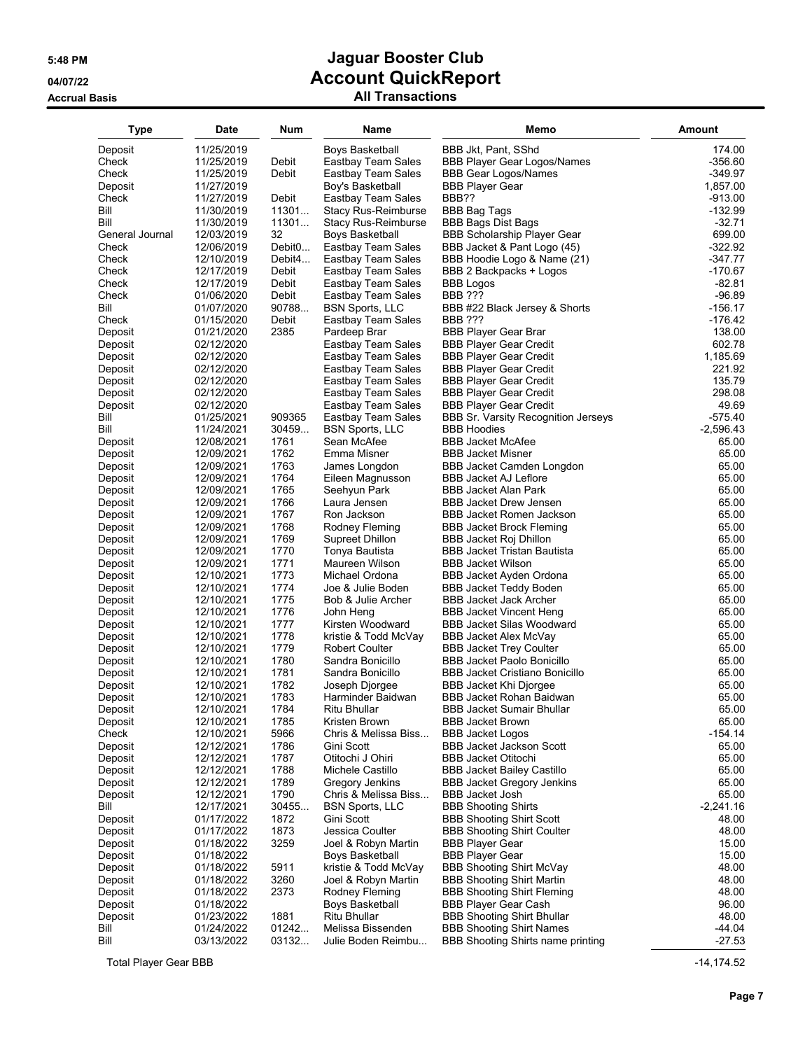5:48 PM
04/07/22
Accrual Basis

# Jaguar Booster Club
## Account QuickReport
### All Transactions

| Type | Date | Num | Name | Memo | Amount |
|---|---|---|---|---|---|
| Deposit | 11/25/2019 | | Boys Basketball | BBB Jkt, Pant, SShd | 174.00 |
| Check | 11/25/2019 | Debit | Eastbay Team Sales | BBB Player Gear Logos/Names | -356.60 |
| Check | 11/25/2019 | Debit | Eastbay Team Sales | BBB Gear Logos/Names | -349.97 |
| Deposit | 11/27/2019 | | Boy's Basketball | BBB Player Gear | 1,857.00 |
| Check | 11/27/2019 | Debit | Eastbay Team Sales | BBB?? | -913.00 |
| Bill | 11/30/2019 | 11301... | Stacy Rus-Reimburse | BBB Bag Tags | -132.99 |
| Bill | 11/30/2019 | 11301... | Stacy Rus-Reimburse | BBB Bags Dist Bags | -32.71 |
| General Journal | 12/03/2019 | 32 | Boys Basketball | BBB Scholarship Player Gear | 699.00 |
| Check | 12/06/2019 | Debit0... | Eastbay Team Sales | BBB Jacket & Pant Logo (45) | -322.92 |
| Check | 12/10/2019 | Debit4... | Eastbay Team Sales | BBB Hoodie Logo & Name (21) | -347.77 |
| Check | 12/17/2019 | Debit | Eastbay Team Sales | BBB 2 Backpacks + Logos | -170.67 |
| Check | 12/17/2019 | Debit | Eastbay Team Sales | BBB Logos | -82.81 |
| Check | 01/06/2020 | Debit | Eastbay Team Sales | BBB ??? | -96.89 |
| Bill | 01/07/2020 | 90788... | BSN Sports, LLC | BBB #22 Black Jersey & Shorts | -156.17 |
| Check | 01/15/2020 | Debit | Eastbay Team Sales | BBB ??? | -176.42 |
| Deposit | 01/21/2020 | 2385 | Pardeep Brar | BBB Player Gear Brar | 138.00 |
| Deposit | 02/12/2020 | | Eastbay Team Sales | BBB Player Gear Credit | 602.78 |
| Deposit | 02/12/2020 | | Eastbay Team Sales | BBB Player Gear Credit | 1,185.69 |
| Deposit | 02/12/2020 | | Eastbay Team Sales | BBB Player Gear Credit | 221.92 |
| Deposit | 02/12/2020 | | Eastbay Team Sales | BBB Player Gear Credit | 135.79 |
| Deposit | 02/12/2020 | | Eastbay Team Sales | BBB Player Gear Credit | 298.08 |
| Deposit | 02/12/2020 | | Eastbay Team Sales | BBB Player Gear Credit | 49.69 |
| Bill | 01/25/2021 | 909365 | Eastbay Team Sales | BBB Sr. Varsity Recognition Jerseys | -575.40 |
| Bill | 11/24/2021 | 30459... | BSN Sports, LLC | BBB Hoodies | -2,596.43 |
| Deposit | 12/08/2021 | 1761 | Sean McAfee | BBB Jacket McAfee | 65.00 |
| Deposit | 12/09/2021 | 1762 | Emma Misner | BBB Jacket Misner | 65.00 |
| Deposit | 12/09/2021 | 1763 | James Longdon | BBB Jacket Camden Longdon | 65.00 |
| Deposit | 12/09/2021 | 1764 | Eileen Magnusson | BBB Jacket AJ Leflore | 65.00 |
| Deposit | 12/09/2021 | 1765 | Seehyun Park | BBB Jacket Alan Park | 65.00 |
| Deposit | 12/09/2021 | 1766 | Laura Jensen | BBB Jacket Drew Jensen | 65.00 |
| Deposit | 12/09/2021 | 1767 | Ron Jackson | BBB Jacket Romen Jackson | 65.00 |
| Deposit | 12/09/2021 | 1768 | Rodney Fleming | BBB Jacket Brock Fleming | 65.00 |
| Deposit | 12/09/2021 | 1769 | Supreet Dhillon | BBB Jacket Roj Dhillon | 65.00 |
| Deposit | 12/09/2021 | 1770 | Tonya Bautista | BBB Jacket Tristan Bautista | 65.00 |
| Deposit | 12/09/2021 | 1771 | Maureen Wilson | BBB Jacket Wilson | 65.00 |
| Deposit | 12/10/2021 | 1773 | Michael Ordona | BBB Jacket Ayden Ordona | 65.00 |
| Deposit | 12/10/2021 | 1774 | Joe & Julie Boden | BBB Jacket Teddy Boden | 65.00 |
| Deposit | 12/10/2021 | 1775 | Bob & Julie Archer | BBB Jacket Jack Archer | 65.00 |
| Deposit | 12/10/2021 | 1776 | John Heng | BBB Jacket Vincent Heng | 65.00 |
| Deposit | 12/10/2021 | 1777 | Kirsten Woodward | BBB Jacket Silas Woodward | 65.00 |
| Deposit | 12/10/2021 | 1778 | kristie & Todd McVay | BBB Jacket Alex McVay | 65.00 |
| Deposit | 12/10/2021 | 1779 | Robert Coulter | BBB Jacket Trey Coulter | 65.00 |
| Deposit | 12/10/2021 | 1780 | Sandra Bonicillo | BBB Jacket Paolo Bonicillo | 65.00 |
| Deposit | 12/10/2021 | 1781 | Sandra Bonicillo | BBB Jacket Cristiano Bonicillo | 65.00 |
| Deposit | 12/10/2021 | 1782 | Joseph Djorgee | BBB Jacket Khi Djorgee | 65.00 |
| Deposit | 12/10/2021 | 1783 | Harminder Baidwan | BBB Jacket Rohan Baidwan | 65.00 |
| Deposit | 12/10/2021 | 1784 | Ritu Bhullar | BBB Jacket Sumair Bhullar | 65.00 |
| Deposit | 12/10/2021 | 1785 | Kristen Brown | BBB Jacket Brown | 65.00 |
| Check | 12/10/2021 | 5966 | Chris & Melissa Biss... | BBB Jacket Logos | -154.14 |
| Deposit | 12/12/2021 | 1786 | Gini Scott | BBB Jacket Jackson Scott | 65.00 |
| Deposit | 12/12/2021 | 1787 | Otitochi J Ohiri | BBB Jacket Otitochi | 65.00 |
| Deposit | 12/12/2021 | 1788 | Michele Castillo | BBB Jacket Bailey Castillo | 65.00 |
| Deposit | 12/12/2021 | 1789 | Gregory Jenkins | BBB Jacket Gregory Jenkins | 65.00 |
| Deposit | 12/12/2021 | 1790 | Chris & Melissa Biss... | BBB Jacket Josh | 65.00 |
| Bill | 12/17/2021 | 30455... | BSN Sports, LLC | BBB Shooting Shirts | -2,241.16 |
| Deposit | 01/17/2022 | 1872 | Gini Scott | BBB Shooting Shirt Scott | 48.00 |
| Deposit | 01/17/2022 | 1873 | Jessica Coulter | BBB Shooting Shirt Coulter | 48.00 |
| Deposit | 01/18/2022 | 3259 | Joel & Robyn Martin | BBB Player Gear | 15.00 |
| Deposit | 01/18/2022 | | Boys Basketball | BBB Player Gear | 15.00 |
| Deposit | 01/18/2022 | 5911 | kristie & Todd McVay | BBB Shooting Shirt McVay | 48.00 |
| Deposit | 01/18/2022 | 3260 | Joel & Robyn Martin | BBB Shooting Shirt Martin | 48.00 |
| Deposit | 01/18/2022 | 2373 | Rodney Fleming | BBB Shooting Shirt Fleming | 48.00 |
| Deposit | 01/18/2022 | | Boys Basketball | BBB Player Gear Cash | 96.00 |
| Deposit | 01/23/2022 | 1881 | Ritu Bhullar | BBB Shooting Shirt Bhullar | 48.00 |
| Bill | 01/24/2022 | 01242... | Melissa Bissenden | BBB Shooting Shirt Names | -44.04 |
| Bill | 03/13/2022 | 03132... | Julie Boden Reimbu... | BBB Shooting Shirts name printing | -27.53 |
| Total Player Gear BBB | | | | | -14,174.52 |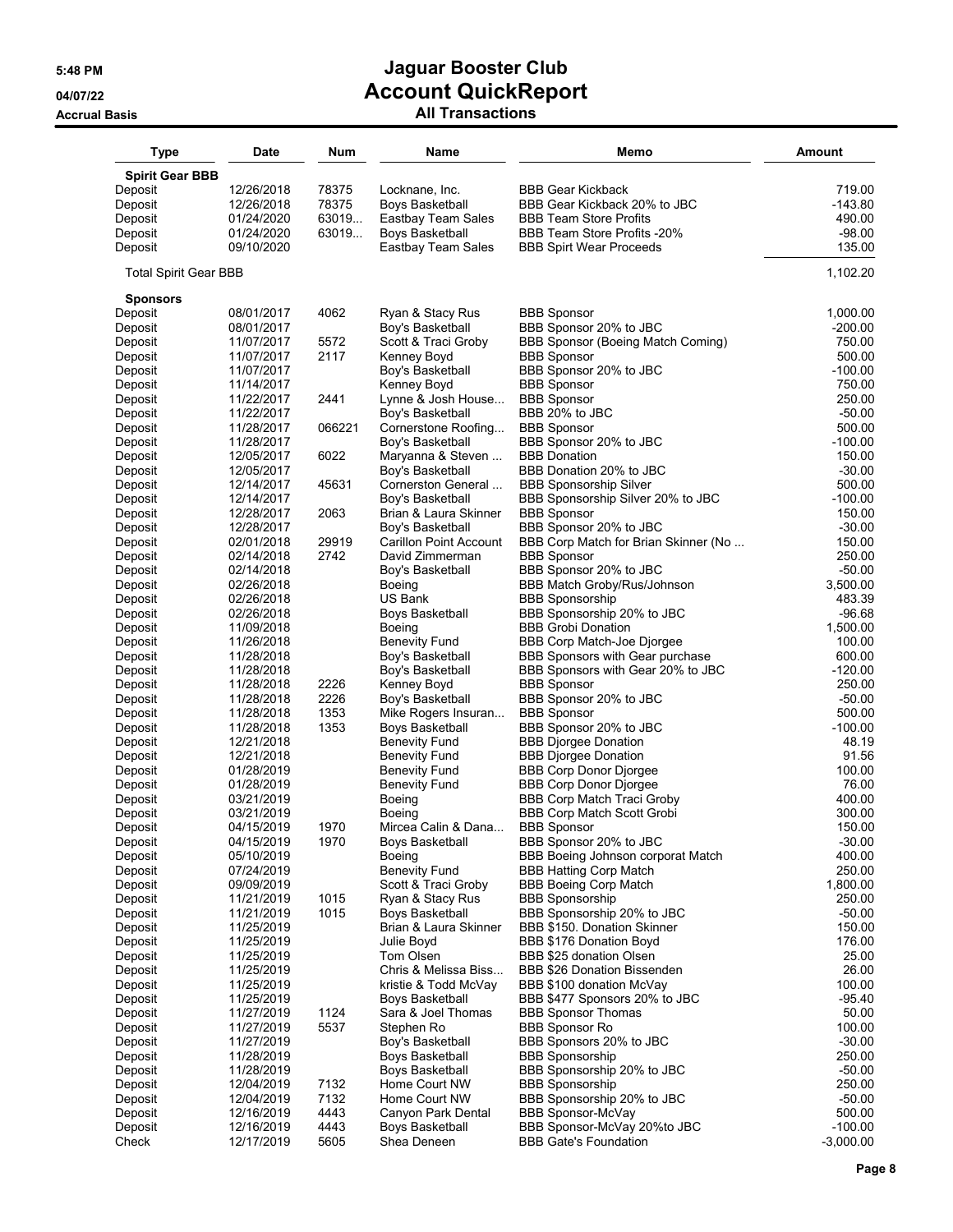# Jaguar Booster Club
# Account QuickReport
## All Transactions

5:48 PM
04/07/22
Accrual Basis

| Type | Date | Num | Name | Memo | Amount |
|---|---|---|---|---|---|
| **Spirit Gear BBB** | | | | | |
| Deposit | 12/26/2018 | 78375 | Locknane, Inc. | BBB Gear Kickback | 719.00 |
| Deposit | 12/26/2018 | 78375 | Boys Basketball | BBB Gear Kickback 20% to JBC | -143.80 |
| Deposit | 01/24/2020 | 63019... | Eastbay Team Sales | BBB Team Store Profits | 490.00 |
| Deposit | 01/24/2020 | 63019... | Boys Basketball | BBB Team Store Profits -20% | -98.00 |
| Deposit | 09/10/2020 | | Eastbay Team Sales | BBB Spirt Wear Proceeds | 135.00 |
| Total Spirit Gear BBB | | | | | 1,102.20 |
| **Sponsors** | | | | | |
| Deposit | 08/01/2017 | 4062 | Ryan & Stacy Rus | BBB Sponsor | 1,000.00 |
| Deposit | 08/01/2017 | | Boy's Basketball | BBB Sponsor 20% to JBC | -200.00 |
| Deposit | 11/07/2017 | 5572 | Scott & Traci Groby | BBB Sponsor (Boeing Match Coming) | 750.00 |
| Deposit | 11/07/2017 | 2117 | Kenney Boyd | BBB Sponsor | 500.00 |
| Deposit | 11/07/2017 | | Boy's Basketball | BBB Sponsor 20% to JBC | -100.00 |
| Deposit | 11/14/2017 | | Kenney Boyd | BBB Sponsor | 750.00 |
| Deposit | 11/22/2017 | 2441 | Lynne & Josh House... | BBB Sponsor | 250.00 |
| Deposit | 11/22/2017 | | Boy's Basketball | BBB 20% to JBC | -50.00 |
| Deposit | 11/28/2017 | 066221 | Cornerstone Roofing... | BBB Sponsor | 500.00 |
| Deposit | 11/28/2017 | | Boy's Basketball | BBB Sponsor 20% to JBC | -100.00 |
| Deposit | 12/05/2017 | 6022 | Maryanna & Steven ... | BBB Donation | 150.00 |
| Deposit | 12/05/2017 | | Boy's Basketball | BBB Donation 20% to JBC | -30.00 |
| Deposit | 12/14/2017 | 45631 | Cornerston General ... | BBB Sponsorship Silver | 500.00 |
| Deposit | 12/14/2017 | | Boy's Basketball | BBB Sponsorship Silver 20% to JBC | -100.00 |
| Deposit | 12/28/2017 | 2063 | Brian & Laura Skinner | BBB Sponsor | 150.00 |
| Deposit | 12/28/2017 | | Boy's Basketball | BBB Sponsor 20% to JBC | -30.00 |
| Deposit | 02/01/2018 | 29919 | Carillon Point Account | BBB Corp Match for Brian Skinner (No ... | 150.00 |
| Deposit | 02/14/2018 | 2742 | David Zimmerman | BBB Sponsor | 250.00 |
| Deposit | 02/14/2018 | | Boy's Basketball | BBB Sponsor 20% to JBC | -50.00 |
| Deposit | 02/26/2018 | | Boeing | BBB Match Groby/Rus/Johnson | 3,500.00 |
| Deposit | 02/26/2018 | | US Bank | BBB Sponsorship | 483.39 |
| Deposit | 02/26/2018 | | Boys Basketball | BBB Sponsorship 20% to JBC | -96.68 |
| Deposit | 11/09/2018 | | Boeing | BBB Grobi Donation | 1,500.00 |
| Deposit | 11/26/2018 | | Benevity Fund | BBB Corp Match-Joe Djorgee | 100.00 |
| Deposit | 11/28/2018 | | Boy's Basketball | BBB Sponsors with Gear purchase | 600.00 |
| Deposit | 11/28/2018 | | Boy's Basketball | BBB Sponsors with Gear 20% to JBC | -120.00 |
| Deposit | 11/28/2018 | 2226 | Kenney Boyd | BBB Sponsor | 250.00 |
| Deposit | 11/28/2018 | 2226 | Boy's Basketball | BBB Sponsor 20% to JBC | -50.00 |
| Deposit | 11/28/2018 | 1353 | Mike Rogers Insuran... | BBB Sponsor | 500.00 |
| Deposit | 11/28/2018 | 1353 | Boys Basketball | BBB Sponsor 20% to JBC | -100.00 |
| Deposit | 12/21/2018 | | Benevity Fund | BBB Djorgee Donation | 48.19 |
| Deposit | 12/21/2018 | | Benevity Fund | BBB Djorgee Donation | 91.56 |
| Deposit | 01/28/2019 | | Benevity Fund | BBB Corp Donor Djorgee | 100.00 |
| Deposit | 01/28/2019 | | Benevity Fund | BBB Corp Donor Djorgee | 76.00 |
| Deposit | 03/21/2019 | | Boeing | BBB Corp Match Traci Groby | 400.00 |
| Deposit | 03/21/2019 | | Boeing | BBB Corp Match Scott Grobi | 300.00 |
| Deposit | 04/15/2019 | 1970 | Mircea Calin & Dana... | BBB Sponsor | 150.00 |
| Deposit | 04/15/2019 | 1970 | Boys Basketball | BBB Sponsor 20% to JBC | -30.00 |
| Deposit | 05/10/2019 | | Boeing | BBB Boeing Johnson corporat Match | 400.00 |
| Deposit | 07/24/2019 | | Benevity Fund | BBB Hatting Corp Match | 250.00 |
| Deposit | 09/09/2019 | | Scott & Traci Groby | BBB Boeing Corp Match | 1,800.00 |
| Deposit | 11/21/2019 | 1015 | Ryan & Stacy Rus | BBB Sponsorship | 250.00 |
| Deposit | 11/21/2019 | 1015 | Boys Basketball | BBB Sponsorship 20% to JBC | -50.00 |
| Deposit | 11/25/2019 | | Brian & Laura Skinner | BBB $150. Donation Skinner | 150.00 |
| Deposit | 11/25/2019 | | Julie Boyd | BBB $176 Donation Boyd | 176.00 |
| Deposit | 11/25/2019 | | Tom Olsen | BBB $25 donation Olsen | 25.00 |
| Deposit | 11/25/2019 | | Chris & Melissa Biss... | BBB $26 Donation Bissenden | 26.00 |
| Deposit | 11/25/2019 | | kristie & Todd McVay | BBB $100 donation McVay | 100.00 |
| Deposit | 11/25/2019 | | Boys Basketball | BBB $477 Sponsors 20% to JBC | -95.40 |
| Deposit | 11/27/2019 | 1124 | Sara & Joel Thomas | BBB Sponsor Thomas | 50.00 |
| Deposit | 11/27/2019 | 5537 | Stephen Ro | BBB Sponsor Ro | 100.00 |
| Deposit | 11/27/2019 | | Boy's Basketball | BBB Sponsors 20% to JBC | -30.00 |
| Deposit | 11/28/2019 | | Boys Basketball | BBB Sponsorship | 250.00 |
| Deposit | 11/28/2019 | | Boys Basketball | BBB Sponsorship 20% to JBC | -50.00 |
| Deposit | 12/04/2019 | 7132 | Home Court NW | BBB Sponsorship | 250.00 |
| Deposit | 12/04/2019 | 7132 | Home Court NW | BBB Sponsorship 20% to JBC | -50.00 |
| Deposit | 12/16/2019 | 4443 | Canyon Park Dental | BBB Sponsor-McVay | 500.00 |
| Deposit | 12/16/2019 | 4443 | Boys Basketball | BBB Sponsor-McVay 20%to JBC | -100.00 |
| Check | 12/17/2019 | 5605 | Shea Deneen | BBB Gate's Foundation | -3,000.00 |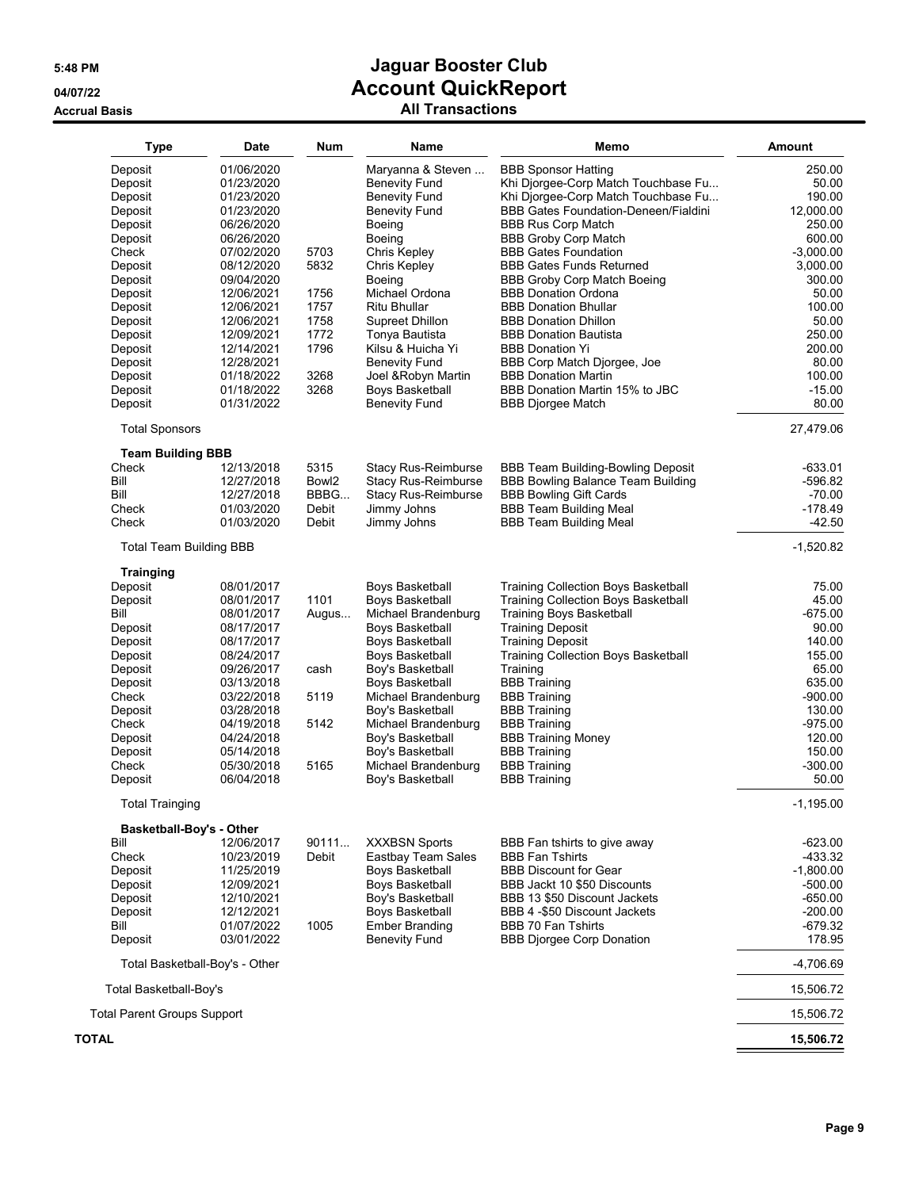# Jaguar Booster Club
## Account QuickReport
### All Transactions

5:48 PM
04/07/22
Accrual Basis

| Type | Date | Num | Name | Memo | Amount |
|---|---|---|---|---|---|
| Deposit | 01/06/2020 | | Maryanna & Steven ... | BBB Sponsor Hatting | 250.00 |
| Deposit | 01/23/2020 | | Benevity Fund | Khi Djorgee-Corp Match Touchbase Fu... | 50.00 |
| Deposit | 01/23/2020 | | Benevity Fund | Khi Djorgee-Corp Match Touchbase Fu... | 190.00 |
| Deposit | 01/23/2020 | | Benevity Fund | BBB Gates Foundation-Deneen/Fialdini | 12,000.00 |
| Deposit | 06/26/2020 | | Boeing | BBB Rus Corp Match | 250.00 |
| Deposit | 06/26/2020 | | Boeing | BBB Groby Corp Match | 600.00 |
| Check | 07/02/2020 | 5703 | Chris Kepley | BBB Gates Foundation | -3,000.00 |
| Deposit | 08/12/2020 | 5832 | Chris Kepley | BBB Gates Funds Returned | 3,000.00 |
| Deposit | 09/04/2020 | | Boeing | BBB Groby Corp Match Boeing | 300.00 |
| Deposit | 12/06/2021 | 1756 | Michael Ordona | BBB Donation Ordona | 50.00 |
| Deposit | 12/06/2021 | 1757 | Ritu Bhullar | BBB Donation Bhullar | 100.00 |
| Deposit | 12/06/2021 | 1758 | Supreet Dhillon | BBB Donation Dhillon | 50.00 |
| Deposit | 12/09/2021 | 1772 | Tonya Bautista | BBB Donation Bautista | 250.00 |
| Deposit | 12/14/2021 | 1796 | Kilsu & Huicha Yi | BBB Donation Yi | 200.00 |
| Deposit | 12/28/2021 | | Benevity Fund | BBB Corp Match Djorgee, Joe | 80.00 |
| Deposit | 01/18/2022 | 3268 | Joel &Robyn Martin | BBB Donation Martin | 100.00 |
| Deposit | 01/18/2022 | 3268 | Boys Basketball | BBB Donation Martin 15% to JBC | -15.00 |
| Deposit | 01/31/2022 | | Benevity Fund | BBB Djorgee Match | 80.00 |
| Total Sponsors | | | | | 27,479.06 |
| **Team Building BBB** | | | | | |
| Check | 12/13/2018 | 5315 | Stacy Rus-Reimburse | BBB Team Building-Bowling Deposit | -633.01 |
| Bill | 12/27/2018 | Bowl2 | Stacy Rus-Reimburse | BBB Bowling Balance Team Building | -596.82 |
| Bill | 12/27/2018 | BBBG... | Stacy Rus-Reimburse | BBB Bowling Gift Cards | -70.00 |
| Check | 01/03/2020 | Debit | Jimmy Johns | BBB Team Building Meal | -178.49 |
| Check | 01/03/2020 | Debit | Jimmy Johns | BBB Team Building Meal | -42.50 |
| Total Team Building BBB | | | | | -1,520.82 |
| **Trainging** | | | | | |
| Deposit | 08/01/2017 | | Boys Basketball | Training Collection Boys Basketball | 75.00 |
| Deposit | 08/01/2017 | 1101 | Boys Basketball | Training Collection Boys Basketball | 45.00 |
| Bill | 08/01/2017 | Augus... | Michael Brandenburg | Training Boys Basketball | -675.00 |
| Deposit | 08/17/2017 | | Boys Basketball | Training Deposit | 90.00 |
| Deposit | 08/17/2017 | | Boys Basketball | Training Deposit | 140.00 |
| Deposit | 08/24/2017 | | Boys Basketball | Training Collection Boys Basketball | 155.00 |
| Deposit | 09/26/2017 | cash | Boy's Basketball | Training | 65.00 |
| Deposit | 03/13/2018 | | Boys Basketball | BBB Training | 635.00 |
| Check | 03/22/2018 | 5119 | Michael Brandenburg | BBB Training | -900.00 |
| Deposit | 03/28/2018 | | Boy's Basketball | BBB Training | 130.00 |
| Check | 04/19/2018 | 5142 | Michael Brandenburg | BBB Training | -975.00 |
| Deposit | 04/24/2018 | | Boy's Basketball | BBB Training Money | 120.00 |
| Deposit | 05/14/2018 | | Boy's Basketball | BBB Training | 150.00 |
| Check | 05/30/2018 | 5165 | Michael Brandenburg | BBB Training | -300.00 |
| Deposit | 06/04/2018 | | Boy's Basketball | BBB Training | 50.00 |
| Total Trainging | | | | | -1,195.00 |
| **Basketball-Boy's - Other** | | | | | |
| Bill | 12/06/2017 | 90111... | XXXBSN Sports | BBB Fan tshirts to give away | -623.00 |
| Check | 10/23/2019 | Debit | Eastbay Team Sales | BBB Fan Tshirts | -433.32 |
| Deposit | 11/25/2019 | | Boys Basketball | BBB Discount for Gear | -1,800.00 |
| Deposit | 12/09/2021 | | Boys Basketball | BBB Jackt 10 $50 Discounts | -500.00 |
| Deposit | 12/10/2021 | | Boy's Basketball | BBB 13 $50 Discount Jackets | -650.00 |
| Deposit | 12/12/2021 | | Boys Basketball | BBB 4 -$50 Discount Jackets | -200.00 |
| Bill | 01/07/2022 | 1005 | Ember Branding | BBB 70 Fan Tshirts | -679.32 |
| Deposit | 03/01/2022 | | Benevity Fund | BBB Djorgee Corp Donation | 178.95 |
| Total Basketball-Boy's - Other | | | | | -4,706.69 |
| Total Basketball-Boy's | | | | | 15,506.72 |
| Total Parent Groups Support | | | | | 15,506.72 |
| **TOTAL** | | | | | **15,506.72** |